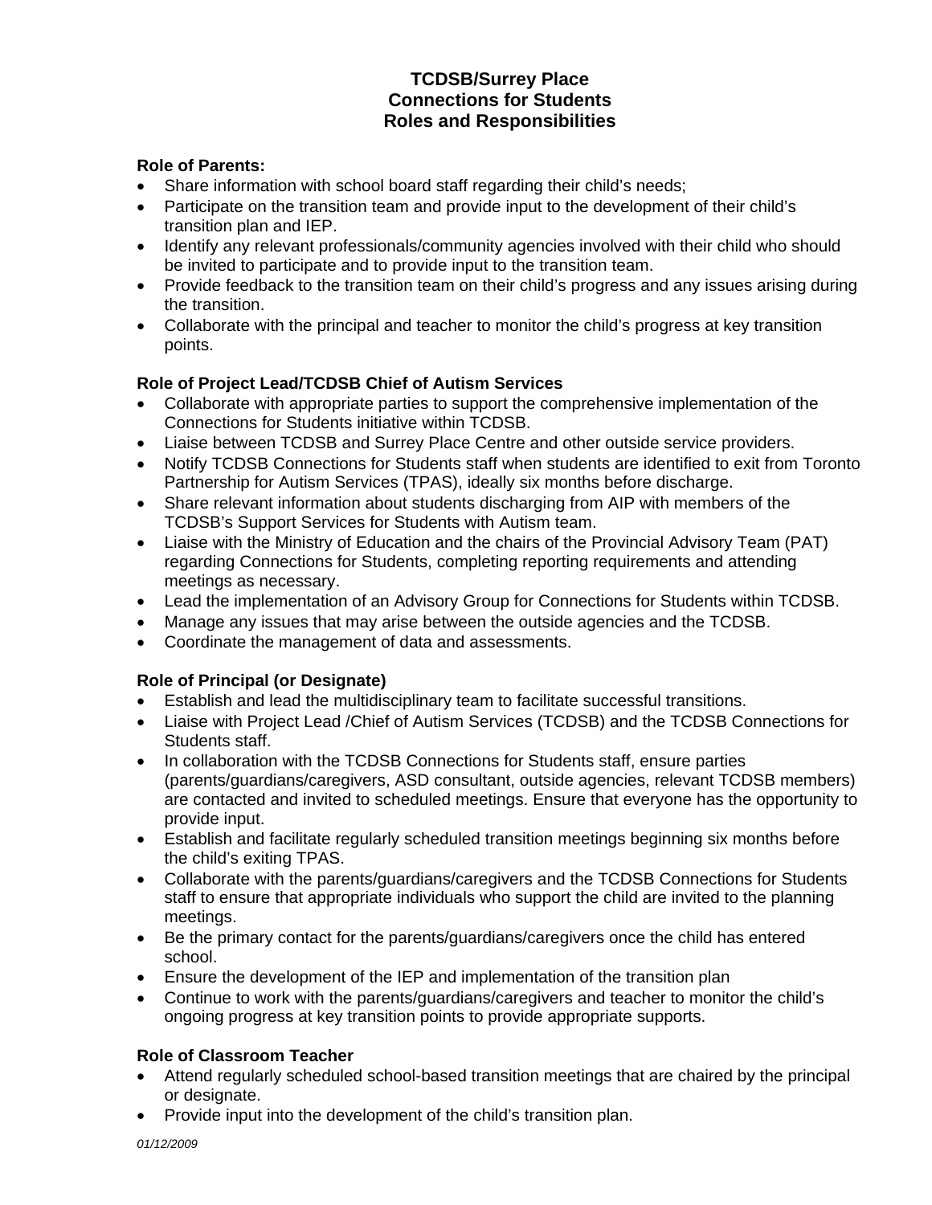# TCDSB/Surrey Place
# Connections for Students
# Roles and Responsibilities

**Role of Parents:**

- Share information with school board staff regarding their child's needs;
- Participate on the transition team and provide input to the development of their child's transition plan and IEP.
- Identify any relevant professionals/community agencies involved with their child who should be invited to participate and to provide input to the transition team.
- Provide feedback to the transition team on their child's progress and any issues arising during the transition.
- Collaborate with the principal and teacher to monitor the child's progress at key transition points.

**Role of Project Lead/TCDSB Chief of Autism Services**

- Collaborate with appropriate parties to support the comprehensive implementation of the Connections for Students initiative within TCDSB.
- Liaise between TCDSB and Surrey Place Centre and other outside service providers.
- Notify TCDSB Connections for Students staff when students are identified to exit from Toronto Partnership for Autism Services (TPAS), ideally six months before discharge.
- Share relevant information about students discharging from AIP with members of the TCDSB's Support Services for Students with Autism team.
- Liaise with the Ministry of Education and the chairs of the Provincial Advisory Team (PAT) regarding Connections for Students, completing reporting requirements and attending meetings as necessary.
- Lead the implementation of an Advisory Group for Connections for Students within TCDSB.
- Manage any issues that may arise between the outside agencies and the TCDSB.
- Coordinate the management of data and assessments.

**Role of Principal (or Designate)**

- Establish and lead the multidisciplinary team to facilitate successful transitions.
- Liaise with Project Lead /Chief of Autism Services (TCDSB) and the TCDSB Connections for Students staff.
- In collaboration with the TCDSB Connections for Students staff, ensure parties (parents/guardians/caregivers, ASD consultant, outside agencies, relevant TCDSB members) are contacted and invited to scheduled meetings. Ensure that everyone has the opportunity to provide input.
- Establish and facilitate regularly scheduled transition meetings beginning six months before the child's exiting TPAS.
- Collaborate with the parents/guardians/caregivers and the TCDSB Connections for Students staff to ensure that appropriate individuals who support the child are invited to the planning meetings.
- Be the primary contact for the parents/guardians/caregivers once the child has entered school.
- Ensure the development of the IEP and implementation of the transition plan
- Continue to work with the parents/guardians/caregivers and teacher to monitor the child's ongoing progress at key transition points to provide appropriate supports.

**Role of Classroom Teacher**

- Attend regularly scheduled school-based transition meetings that are chaired by the principal or designate.
- Provide input into the development of the child's transition plan.

*01/12/2009*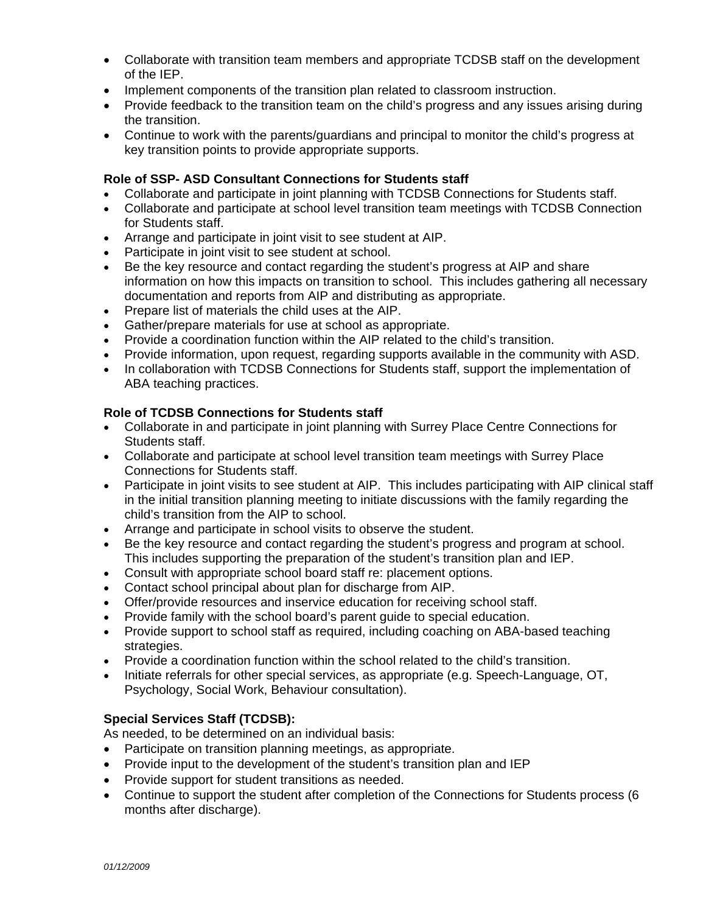- Collaborate with transition team members and appropriate TCDSB staff on the development of the IEP.
- Implement components of the transition plan related to classroom instruction.
- Provide feedback to the transition team on the child's progress and any issues arising during the transition.
- Continue to work with the parents/guardians and principal to monitor the child's progress at key transition points to provide appropriate supports.

**Role of SSP- ASD Consultant Connections for Students staff**

- Collaborate and participate in joint planning with TCDSB Connections for Students staff.
- Collaborate and participate at school level transition team meetings with TCDSB Connection for Students staff.
- Arrange and participate in joint visit to see student at AIP.
- Participate in joint visit to see student at school.
- Be the key resource and contact regarding the student's progress at AIP and share information on how this impacts on transition to school. This includes gathering all necessary documentation and reports from AIP and distributing as appropriate.
- Prepare list of materials the child uses at the AIP.
- Gather/prepare materials for use at school as appropriate.
- Provide a coordination function within the AIP related to the child's transition.
- Provide information, upon request, regarding supports available in the community with ASD.
- In collaboration with TCDSB Connections for Students staff, support the implementation of ABA teaching practices.

**Role of TCDSB Connections for Students staff**

- Collaborate in and participate in joint planning with Surrey Place Centre Connections for Students staff.
- Collaborate and participate at school level transition team meetings with Surrey Place Connections for Students staff.
- Participate in joint visits to see student at AIP. This includes participating with AIP clinical staff in the initial transition planning meeting to initiate discussions with the family regarding the child's transition from the AIP to school.
- Arrange and participate in school visits to observe the student.
- Be the key resource and contact regarding the student's progress and program at school. This includes supporting the preparation of the student's transition plan and IEP.
- Consult with appropriate school board staff re: placement options.
- Contact school principal about plan for discharge from AIP.
- Offer/provide resources and inservice education for receiving school staff.
- Provide family with the school board's parent guide to special education.
- Provide support to school staff as required, including coaching on ABA-based teaching strategies.
- Provide a coordination function within the school related to the child's transition.
- Initiate referrals for other special services, as appropriate (e.g. Speech-Language, OT, Psychology, Social Work, Behaviour consultation).

**Special Services Staff (TCDSB):**

As needed, to be determined on an individual basis:

- Participate on transition planning meetings, as appropriate.
- Provide input to the development of the student's transition plan and IEP
- Provide support for student transitions as needed.
- Continue to support the student after completion of the Connections for Students process (6 months after discharge).

*01/12/2009*